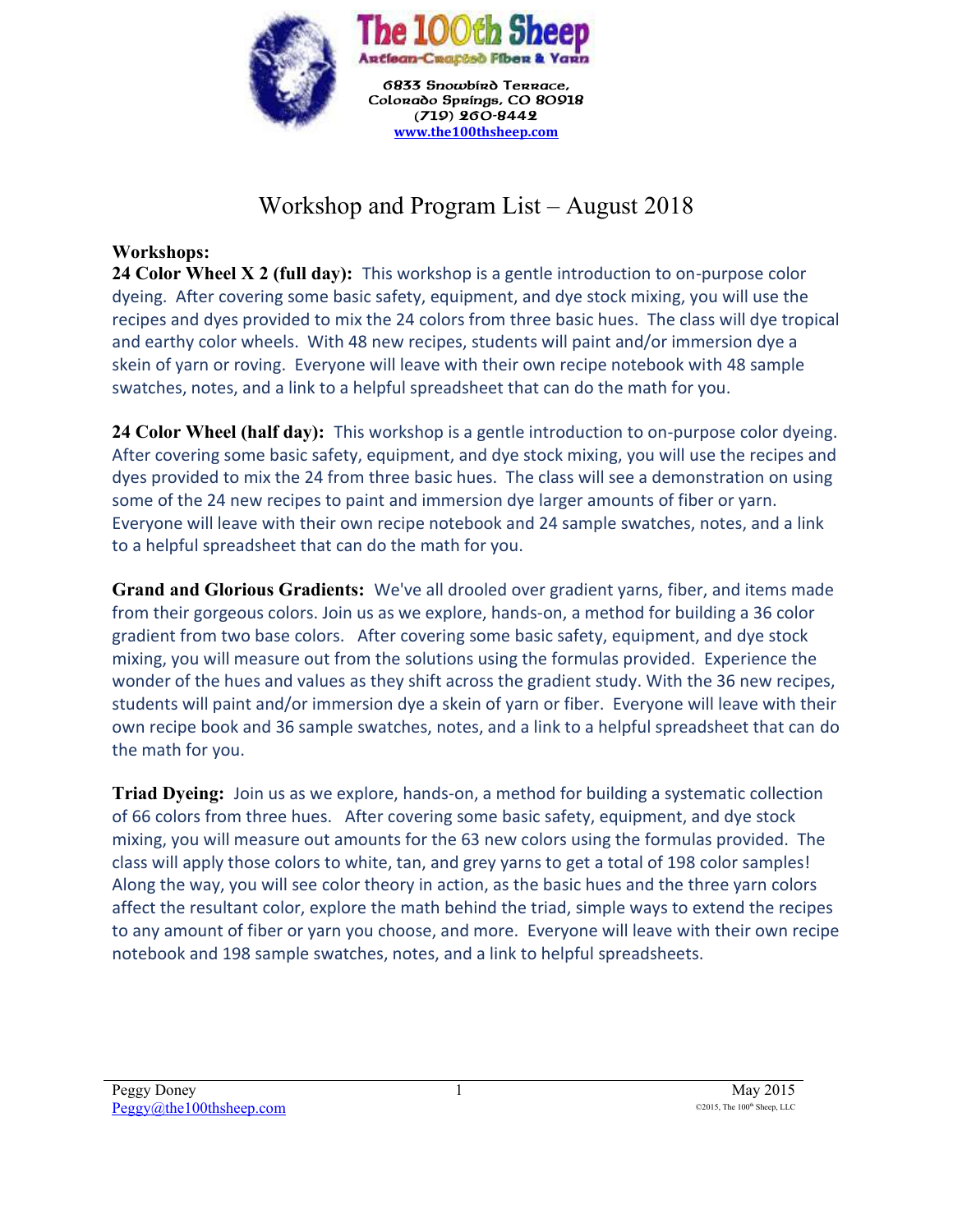**The 100th Sheep**
Artisan-Crafted Fiber & Yarn

6833 Snowbird Terrace,
Colorado Springs, CO 80918
(719) 260-8442
www.the100thsheep.com

# Workshop and Program List – August 2018

## Workshops:

**24 Color Wheel X 2 (full day):** This workshop is a gentle introduction to on-purpose color dyeing. After covering some basic safety, equipment, and dye stock mixing, you will use the recipes and dyes provided to mix the 24 colors from three basic hues. The class will dye tropical and earthy color wheels. With 48 new recipes, students will paint and/or immersion dye a skein of yarn or roving. Everyone will leave with their own recipe notebook with 48 sample swatches, notes, and a link to a helpful spreadsheet that can do the math for you.

**24 Color Wheel (half day):** This workshop is a gentle introduction to on-purpose color dyeing. After covering some basic safety, equipment, and dye stock mixing, you will use the recipes and dyes provided to mix the 24 from three basic hues. The class will see a demonstration on using some of the 24 new recipes to paint and immersion dye larger amounts of fiber or yarn. Everyone will leave with their own recipe notebook and 24 sample swatches, notes, and a link to a helpful spreadsheet that can do the math for you.

**Grand and Glorious Gradients:** We've all drooled over gradient yarns, fiber, and items made from their gorgeous colors. Join us as we explore, hands-on, a method for building a 36 color gradient from two base colors. After covering some basic safety, equipment, and dye stock mixing, you will measure out from the solutions using the formulas provided. Experience the wonder of the hues and values as they shift across the gradient study. With the 36 new recipes, students will paint and/or immersion dye a skein of yarn or fiber. Everyone will leave with their own recipe book and 36 sample swatches, notes, and a link to a helpful spreadsheet that can do the math for you.

**Triad Dyeing:** Join us as we explore, hands-on, a method for building a systematic collection of 66 colors from three hues. After covering some basic safety, equipment, and dye stock mixing, you will measure out amounts for the 63 new colors using the formulas provided. The class will apply those colors to white, tan, and grey yarns to get a total of 198 color samples! Along the way, you will see color theory in action, as the basic hues and the three yarn colors affect the resultant color, explore the math behind the triad, simple ways to extend the recipes to any amount of fiber or yarn you choose, and more. Everyone will leave with their own recipe notebook and 198 sample swatches, notes, and a link to helpful spreadsheets.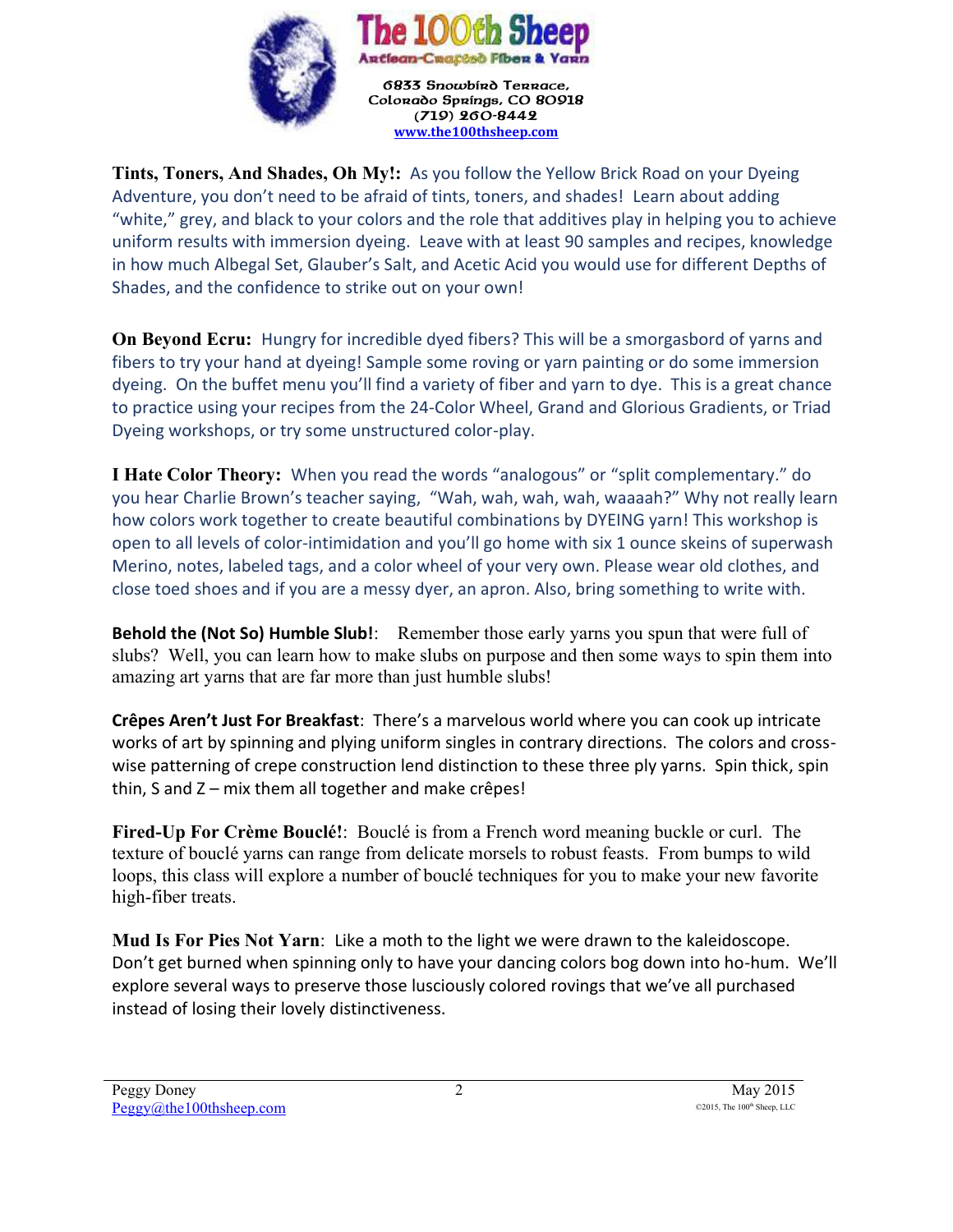**The 100th Sheep**
Artisan-Crafted Fiber & Yarn

6833 Snowbird Terrace,
Colorado Springs, CO 80918
(719) 260-8442
www.the100thsheep.com

**Tints, Toners, And Shades, Oh My!:** As you follow the Yellow Brick Road on your Dyeing Adventure, you don't need to be afraid of tints, toners, and shades! Learn about adding "white," grey, and black to your colors and the role that additives play in helping you to achieve uniform results with immersion dyeing. Leave with at least 90 samples and recipes, knowledge in how much Albegal Set, Glauber's Salt, and Acetic Acid you would use for different Depths of Shades, and the confidence to strike out on your own!

**On Beyond Ecru:** Hungry for incredible dyed fibers? This will be a smorgasbord of yarns and fibers to try your hand at dyeing! Sample some roving or yarn painting or do some immersion dyeing. On the buffet menu you'll find a variety of fiber and yarn to dye. This is a great chance to practice using your recipes from the 24-Color Wheel, Grand and Glorious Gradients, or Triad Dyeing workshops, or try some unstructured color-play.

**I Hate Color Theory:** When you read the words "analogous" or "split complementary." do you hear Charlie Brown's teacher saying, "Wah, wah, wah, wah, waaaah?" Why not really learn how colors work together to create beautiful combinations by DYEING yarn! This workshop is open to all levels of color-intimidation and you'll go home with six 1 ounce skeins of superwash Merino, notes, labeled tags, and a color wheel of your very own. Please wear old clothes, and close toed shoes and if you are a messy dyer, an apron. Also, bring something to write with.

**Behold the (Not So) Humble Slub!**: Remember those early yarns you spun that were full of slubs? Well, you can learn how to make slubs on purpose and then some ways to spin them into amazing art yarns that are far more than just humble slubs!

**Crêpes Aren't Just For Breakfast**: There's a marvelous world where you can cook up intricate works of art by spinning and plying uniform singles in contrary directions. The colors and cross-wise patterning of crepe construction lend distinction to these three ply yarns. Spin thick, spin thin, S and Z – mix them all together and make crêpes!

**Fired-Up For Crème Bouclé!**: Bouclé is from a French word meaning buckle or curl. The texture of bouclé yarns can range from delicate morsels to robust feasts. From bumps to wild loops, this class will explore a number of bouclé techniques for you to make your new favorite high-fiber treats.

**Mud Is For Pies Not Yarn**: Like a moth to the light we were drawn to the kaleidoscope. Don't get burned when spinning only to have your dancing colors bog down into ho-hum. We'll explore several ways to preserve those lusciously colored rovings that we've all purchased instead of losing their lovely distinctiveness.

Peggy Doney
Peggy@the100thsheep.com

May 2015
©2015, The 100th Sheep, LLC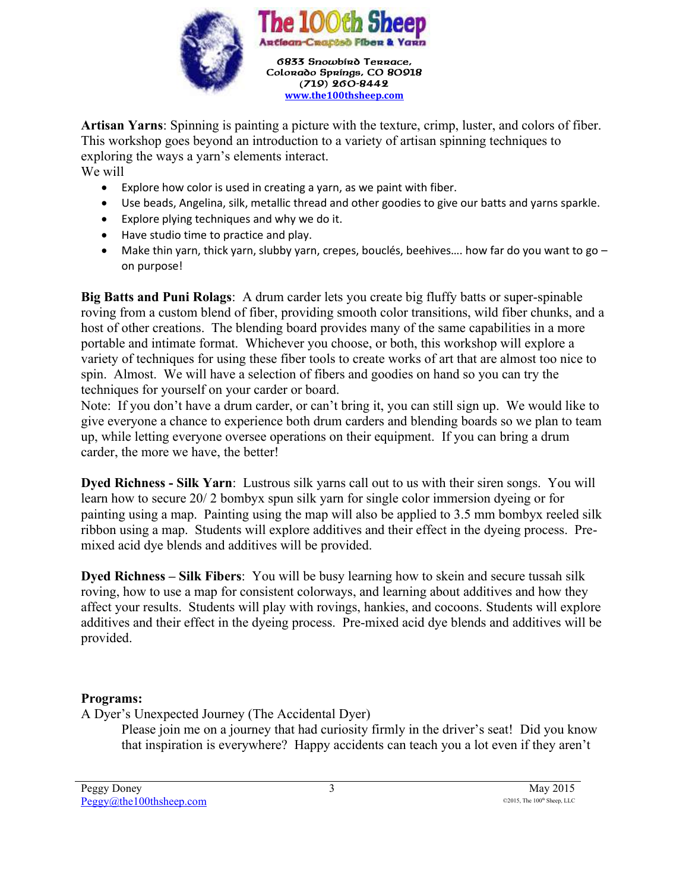**Artisan Yarns**: Spinning is painting a picture with the texture, crimp, luster, and colors of fiber. This workshop goes beyond an introduction to a variety of artisan spinning techniques to exploring the ways a yarn's elements interact.
We will

- Explore how color is used in creating a yarn, as we paint with fiber.
- Use beads, Angelina, silk, metallic thread and other goodies to give our batts and yarns sparkle.
- Explore plying techniques and why we do it.
- Have studio time to practice and play.
- Make thin yarn, thick yarn, slubby yarn, crepes, bouclés, beehives…. how far do you want to go – on purpose!

**Big Batts and Puni Rolags**: A drum carder lets you create big fluffy batts or super-spinable roving from a custom blend of fiber, providing smooth color transitions, wild fiber chunks, and a host of other creations. The blending board provides many of the same capabilities in a more portable and intimate format. Whichever you choose, or both, this workshop will explore a variety of techniques for using these fiber tools to create works of art that are almost too nice to spin. Almost. We will have a selection of fibers and goodies on hand so you can try the techniques for yourself on your carder or board.
Note: If you don't have a drum carder, or can't bring it, you can still sign up. We would like to give everyone a chance to experience both drum carders and blending boards so we plan to team up, while letting everyone oversee operations on their equipment. If you can bring a drum carder, the more we have, the better!

**Dyed Richness - Silk Yarn**: Lustrous silk yarns call out to us with their siren songs. You will learn how to secure 20/ 2 bombyx spun silk yarn for single color immersion dyeing or for painting using a map. Painting using the map will also be applied to 3.5 mm bombyx reeled silk ribbon using a map. Students will explore additives and their effect in the dyeing process. Pre-mixed acid dye blends and additives will be provided.

**Dyed Richness – Silk Fibers**: You will be busy learning how to skein and secure tussah silk roving, how to use a map for consistent colorways, and learning about additives and how they affect your results. Students will play with rovings, hankies, and cocoons. Students will explore additives and their effect in the dyeing process. Pre-mixed acid dye blends and additives will be provided.

**Programs:**

A Dyer's Unexpected Journey (The Accidental Dyer)

Please join me on a journey that had curiosity firmly in the driver's seat! Did you know that inspiration is everywhere? Happy accidents can teach you a lot even if they aren't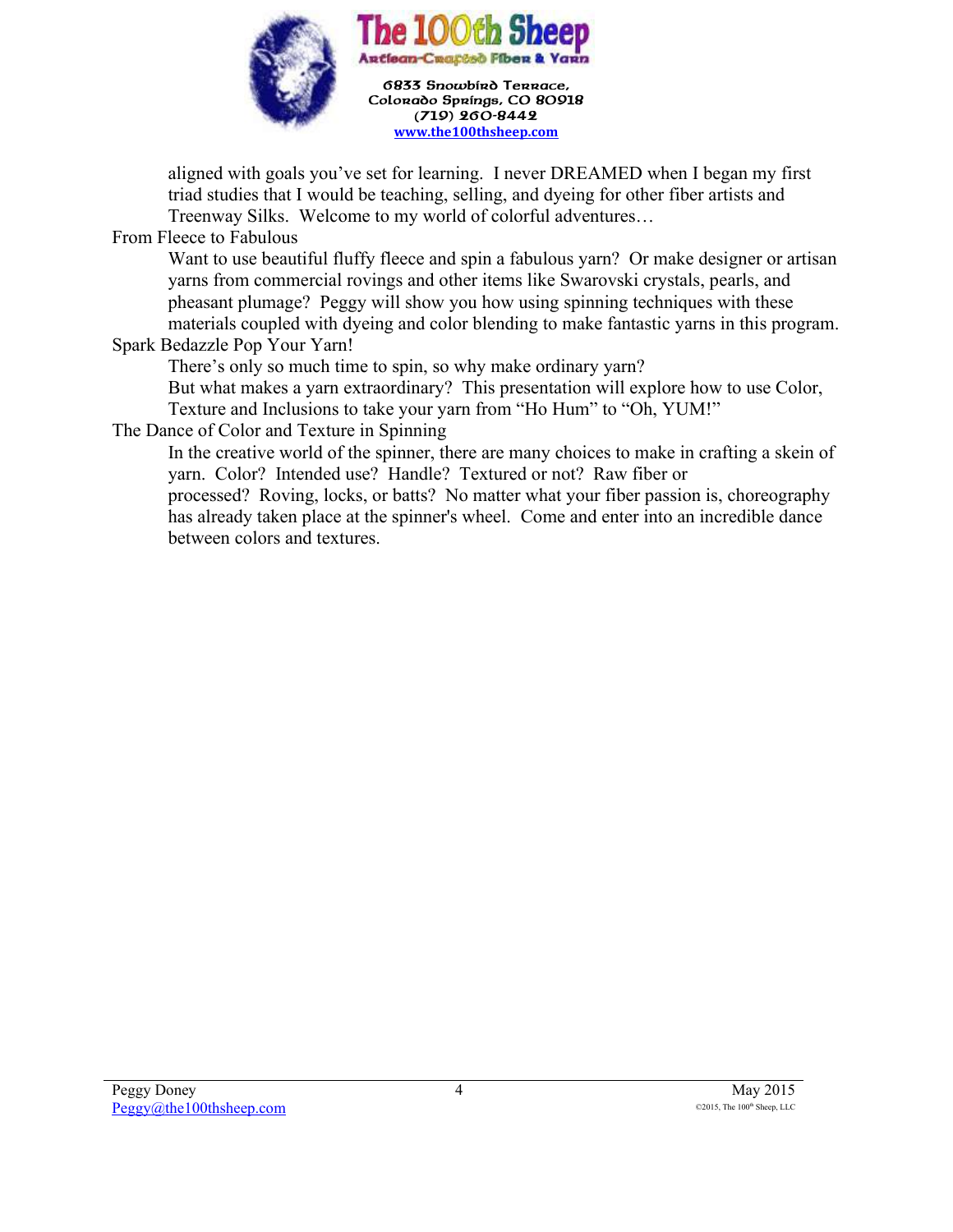aligned with goals you've set for learning. I never DREAMED when I began my first triad studies that I would be teaching, selling, and dyeing for other fiber artists and Treenway Silks. Welcome to my world of colorful adventures…

From Fleece to Fabulous

Want to use beautiful fluffy fleece and spin a fabulous yarn? Or make designer or artisan yarns from commercial rovings and other items like Swarovski crystals, pearls, and pheasant plumage? Peggy will show you how using spinning techniques with these materials coupled with dyeing and color blending to make fantastic yarns in this program.

Spark Bedazzle Pop Your Yarn!

There's only so much time to spin, so why make ordinary yarn? But what makes a yarn extraordinary? This presentation will explore how to use Color, Texture and Inclusions to take your yarn from "Ho Hum" to "Oh, YUM!"

The Dance of Color and Texture in Spinning

In the creative world of the spinner, there are many choices to make in crafting a skein of yarn. Color? Intended use? Handle? Textured or not? Raw fiber or processed? Roving, locks, or batts? No matter what your fiber passion is, choreography has already taken place at the spinner's wheel. Come and enter into an incredible dance between colors and textures.